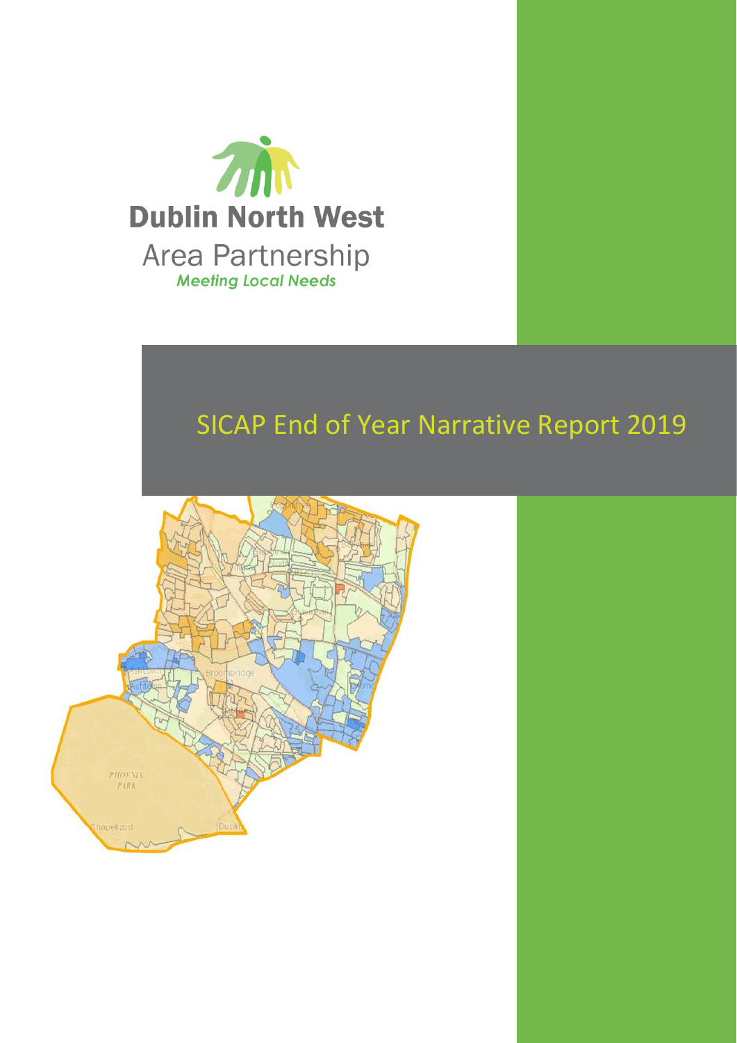Dublin North West

Area Partnership

*Meeting Local Needs*

# SICAP End of Year Narrative Report 2019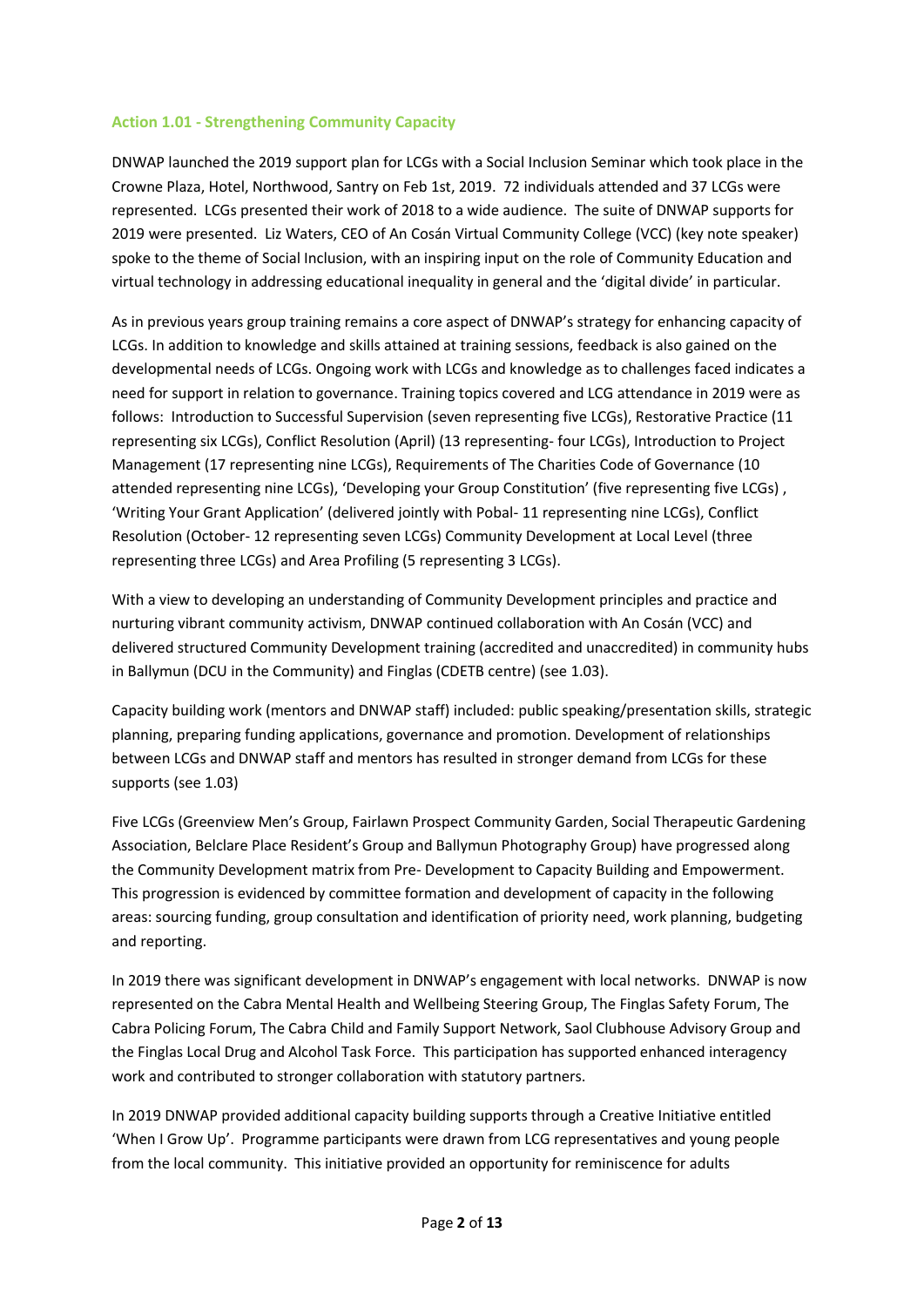### Action 1.01 - Strengthening Community Capacity

DNWAP launched the 2019 support plan for LCGs with a Social Inclusion Seminar which took place in the Crowne Plaza, Hotel, Northwood, Santry on Feb 1st, 2019. 72 individuals attended and 37 LCGs were represented. LCGs presented their work of 2018 to a wide audience. The suite of DNWAP supports for 2019 were presented. Liz Waters, CEO of An Cosán Virtual Community College (VCC) (key note speaker) spoke to the theme of Social Inclusion, with an inspiring input on the role of Community Education and virtual technology in addressing educational inequality in general and the 'digital divide' in particular.

As in previous years group training remains a core aspect of DNWAP's strategy for enhancing capacity of LCGs. In addition to knowledge and skills attained at training sessions, feedback is also gained on the developmental needs of LCGs. Ongoing work with LCGs and knowledge as to challenges faced indicates a need for support in relation to governance. Training topics covered and LCG attendance in 2019 were as follows: Introduction to Successful Supervision (seven representing five LCGs), Restorative Practice (11 representing six LCGs), Conflict Resolution (April) (13 representing- four LCGs), Introduction to Project Management (17 representing nine LCGs), Requirements of The Charities Code of Governance (10 attended representing nine LCGs), 'Developing your Group Constitution' (five representing five LCGs) , 'Writing Your Grant Application' (delivered jointly with Pobal- 11 representing nine LCGs), Conflict Resolution (October- 12 representing seven LCGs) Community Development at Local Level (three representing three LCGs) and Area Profiling (5 representing 3 LCGs).

With a view to developing an understanding of Community Development principles and practice and nurturing vibrant community activism, DNWAP continued collaboration with An Cosán (VCC) and delivered structured Community Development training (accredited and unaccredited) in community hubs in Ballymun (DCU in the Community) and Finglas (CDETB centre) (see 1.03).

Capacity building work (mentors and DNWAP staff) included: public speaking/presentation skills, strategic planning, preparing funding applications, governance and promotion. Development of relationships between LCGs and DNWAP staff and mentors has resulted in stronger demand from LCGs for these supports (see 1.03)

Five LCGs (Greenview Men's Group, Fairlawn Prospect Community Garden, Social Therapeutic Gardening Association, Belclare Place Resident's Group and Ballymun Photography Group) have progressed along the Community Development matrix from Pre- Development to Capacity Building and Empowerment. This progression is evidenced by committee formation and development of capacity in the following areas: sourcing funding, group consultation and identification of priority need, work planning, budgeting and reporting.

In 2019 there was significant development in DNWAP's engagement with local networks. DNWAP is now represented on the Cabra Mental Health and Wellbeing Steering Group, The Finglas Safety Forum, The Cabra Policing Forum, The Cabra Child and Family Support Network, Saol Clubhouse Advisory Group and the Finglas Local Drug and Alcohol Task Force. This participation has supported enhanced interagency work and contributed to stronger collaboration with statutory partners.

In 2019 DNWAP provided additional capacity building supports through a Creative Initiative entitled 'When I Grow Up'. Programme participants were drawn from LCG representatives and young people from the local community. This initiative provided an opportunity for reminiscence for adults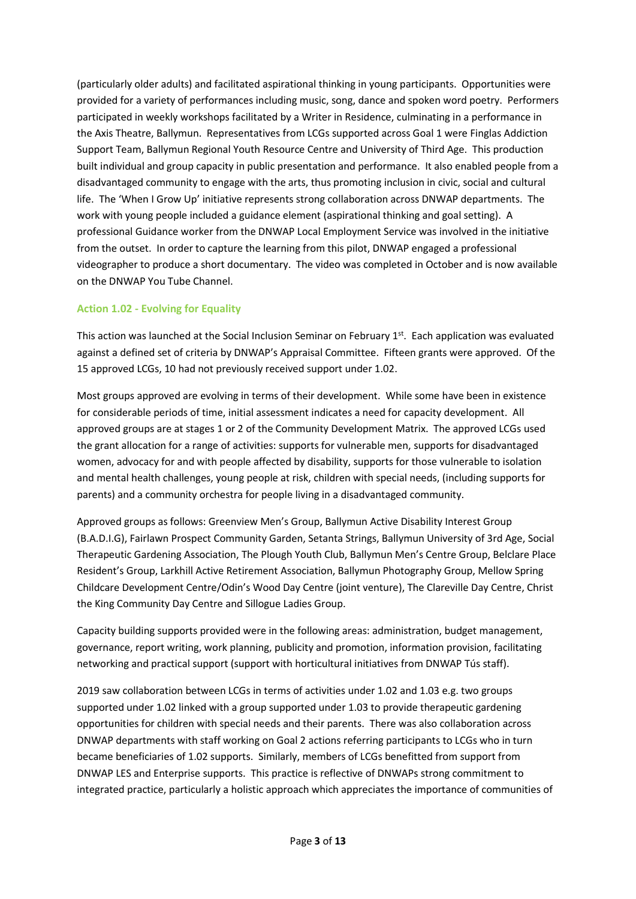(particularly older adults) and facilitated aspirational thinking in young participants. Opportunities were provided for a variety of performances including music, song, dance and spoken word poetry. Performers participated in weekly workshops facilitated by a Writer in Residence, culminating in a performance in the Axis Theatre, Ballymun. Representatives from LCGs supported across Goal 1 were Finglas Addiction Support Team, Ballymun Regional Youth Resource Centre and University of Third Age. This production built individual and group capacity in public presentation and performance. It also enabled people from a disadvantaged community to engage with the arts, thus promoting inclusion in civic, social and cultural life. The 'When I Grow Up' initiative represents strong collaboration across DNWAP departments. The work with young people included a guidance element (aspirational thinking and goal setting). A professional Guidance worker from the DNWAP Local Employment Service was involved in the initiative from the outset. In order to capture the learning from this pilot, DNWAP engaged a professional videographer to produce a short documentary. The video was completed in October and is now available on the DNWAP You Tube Channel.

### Action 1.02 - Evolving for Equality

This action was launched at the Social Inclusion Seminar on February 1st. Each application was evaluated against a defined set of criteria by DNWAP's Appraisal Committee. Fifteen grants were approved. Of the 15 approved LCGs, 10 had not previously received support under 1.02.

Most groups approved are evolving in terms of their development. While some have been in existence for considerable periods of time, initial assessment indicates a need for capacity development. All approved groups are at stages 1 or 2 of the Community Development Matrix. The approved LCGs used the grant allocation for a range of activities: supports for vulnerable men, supports for disadvantaged women, advocacy for and with people affected by disability, supports for those vulnerable to isolation and mental health challenges, young people at risk, children with special needs, (including supports for parents) and a community orchestra for people living in a disadvantaged community.

Approved groups as follows: Greenview Men's Group, Ballymun Active Disability Interest Group (B.A.D.I.G), Fairlawn Prospect Community Garden, Setanta Strings, Ballymun University of 3rd Age, Social Therapeutic Gardening Association, The Plough Youth Club, Ballymun Men's Centre Group, Belclare Place Resident's Group, Larkhill Active Retirement Association, Ballymun Photography Group, Mellow Spring Childcare Development Centre/Odin's Wood Day Centre (joint venture), The Clareville Day Centre, Christ the King Community Day Centre and Sillogue Ladies Group.

Capacity building supports provided were in the following areas: administration, budget management, governance, report writing, work planning, publicity and promotion, information provision, facilitating networking and practical support (support with horticultural initiatives from DNWAP Tús staff).

2019 saw collaboration between LCGs in terms of activities under 1.02 and 1.03 e.g. two groups supported under 1.02 linked with a group supported under 1.03 to provide therapeutic gardening opportunities for children with special needs and their parents. There was also collaboration across DNWAP departments with staff working on Goal 2 actions referring participants to LCGs who in turn became beneficiaries of 1.02 supports. Similarly, members of LCGs benefitted from support from DNWAP LES and Enterprise supports. This practice is reflective of DNWAPs strong commitment to integrated practice, particularly a holistic approach which appreciates the importance of communities of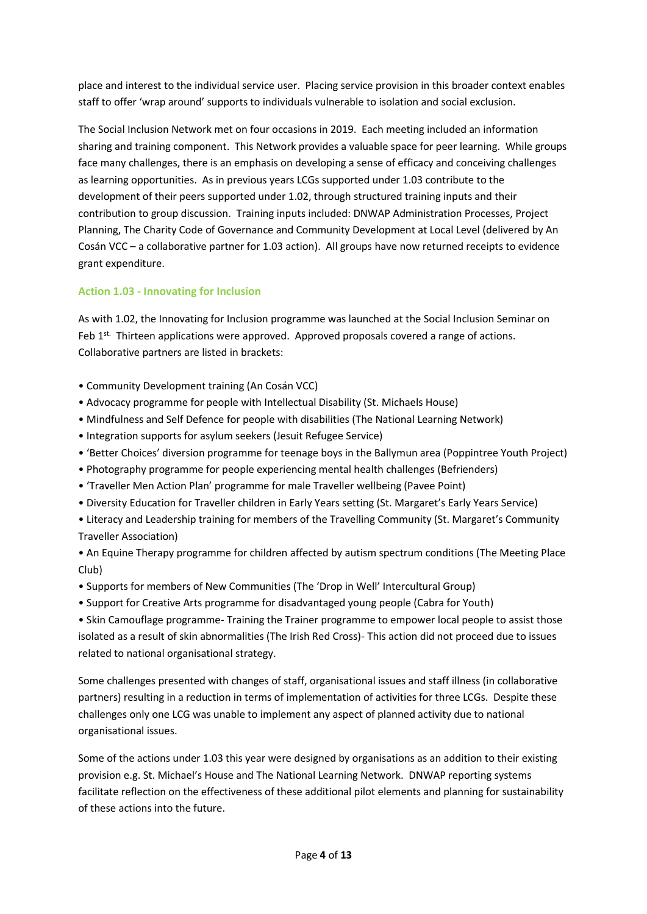place and interest to the individual service user. Placing service provision in this broader context enables staff to offer 'wrap around' supports to individuals vulnerable to isolation and social exclusion.

The Social Inclusion Network met on four occasions in 2019. Each meeting included an information sharing and training component. This Network provides a valuable space for peer learning. While groups face many challenges, there is an emphasis on developing a sense of efficacy and conceiving challenges as learning opportunities. As in previous years LCGs supported under 1.03 contribute to the development of their peers supported under 1.02, through structured training inputs and their contribution to group discussion. Training inputs included: DNWAP Administration Processes, Project Planning, The Charity Code of Governance and Community Development at Local Level (delivered by An Cosán VCC – a collaborative partner for 1.03 action). All groups have now returned receipts to evidence grant expenditure.

### Action 1.03 - Innovating for Inclusion

As with 1.02, the Innovating for Inclusion programme was launched at the Social Inclusion Seminar on Feb 1st. Thirteen applications were approved. Approved proposals covered a range of actions. Collaborative partners are listed in brackets:

- Community Development training (An Cosán VCC)
- Advocacy programme for people with Intellectual Disability (St. Michaels House)
- Mindfulness and Self Defence for people with disabilities (The National Learning Network)
- Integration supports for asylum seekers (Jesuit Refugee Service)
- 'Better Choices' diversion programme for teenage boys in the Ballymun area (Poppintree Youth Project)
- Photography programme for people experiencing mental health challenges (Befrienders)
- 'Traveller Men Action Plan' programme for male Traveller wellbeing (Pavee Point)
- Diversity Education for Traveller children in Early Years setting (St. Margaret's Early Years Service)
- Literacy and Leadership training for members of the Travelling Community (St. Margaret's Community Traveller Association)
- An Equine Therapy programme for children affected by autism spectrum conditions (The Meeting Place Club)
- Supports for members of New Communities (The 'Drop in Well' Intercultural Group)
- Support for Creative Arts programme for disadvantaged young people (Cabra for Youth)
- Skin Camouflage programme- Training the Trainer programme to empower local people to assist those isolated as a result of skin abnormalities (The Irish Red Cross)- This action did not proceed due to issues related to national organisational strategy.

Some challenges presented with changes of staff, organisational issues and staff illness (in collaborative partners) resulting in a reduction in terms of implementation of activities for three LCGs. Despite these challenges only one LCG was unable to implement any aspect of planned activity due to national organisational issues.

Some of the actions under 1.03 this year were designed by organisations as an addition to their existing provision e.g. St. Michael's House and The National Learning Network. DNWAP reporting systems facilitate reflection on the effectiveness of these additional pilot elements and planning for sustainability of these actions into the future.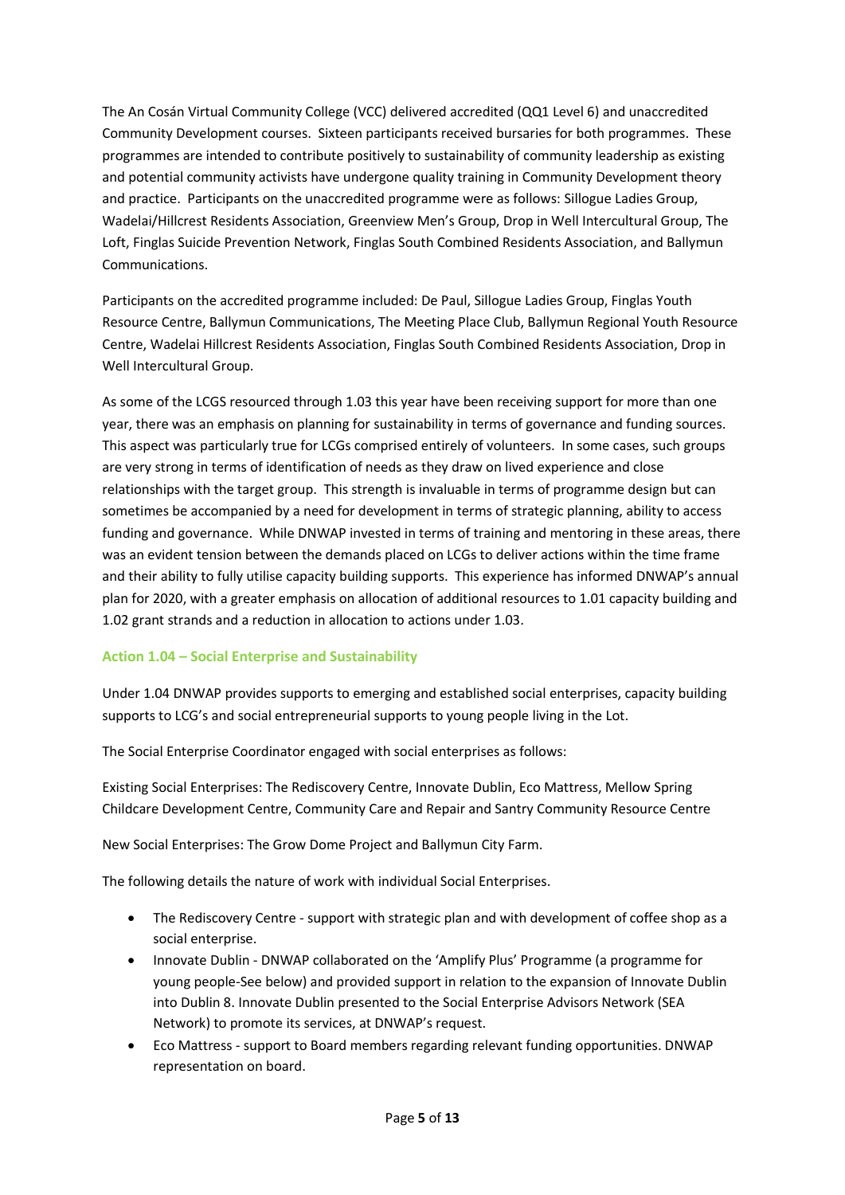The An Cosán Virtual Community College (VCC) delivered accredited (QQ1 Level 6) and unaccredited Community Development courses. Sixteen participants received bursaries for both programmes. These programmes are intended to contribute positively to sustainability of community leadership as existing and potential community activists have undergone quality training in Community Development theory and practice. Participants on the unaccredited programme were as follows: Sillogue Ladies Group, Wadelai/Hillcrest Residents Association, Greenview Men's Group, Drop in Well Intercultural Group, The Loft, Finglas Suicide Prevention Network, Finglas South Combined Residents Association, and Ballymun Communications.

Participants on the accredited programme included: De Paul, Sillogue Ladies Group, Finglas Youth Resource Centre, Ballymun Communications, The Meeting Place Club, Ballymun Regional Youth Resource Centre, Wadelai Hillcrest Residents Association, Finglas South Combined Residents Association, Drop in Well Intercultural Group.

As some of the LCGS resourced through 1.03 this year have been receiving support for more than one year, there was an emphasis on planning for sustainability in terms of governance and funding sources. This aspect was particularly true for LCGs comprised entirely of volunteers. In some cases, such groups are very strong in terms of identification of needs as they draw on lived experience and close relationships with the target group. This strength is invaluable in terms of programme design but can sometimes be accompanied by a need for development in terms of strategic planning, ability to access funding and governance. While DNWAP invested in terms of training and mentoring in these areas, there was an evident tension between the demands placed on LCGs to deliver actions within the time frame and their ability to fully utilise capacity building supports. This experience has informed DNWAP's annual plan for 2020, with a greater emphasis on allocation of additional resources to 1.01 capacity building and 1.02 grant strands and a reduction in allocation to actions under 1.03.

### Action 1.04 – Social Enterprise and Sustainability

Under 1.04 DNWAP provides supports to emerging and established social enterprises, capacity building supports to LCG's and social entrepreneurial supports to young people living in the Lot.

The Social Enterprise Coordinator engaged with social enterprises as follows:

Existing Social Enterprises: The Rediscovery Centre, Innovate Dublin, Eco Mattress, Mellow Spring Childcare Development Centre, Community Care and Repair and Santry Community Resource Centre

New Social Enterprises: The Grow Dome Project and Ballymun City Farm.

The following details the nature of work with individual Social Enterprises.

- The Rediscovery Centre - support with strategic plan and with development of coffee shop as a social enterprise.
- Innovate Dublin - DNWAP collaborated on the 'Amplify Plus' Programme (a programme for young people-See below) and provided support in relation to the expansion of Innovate Dublin into Dublin 8. Innovate Dublin presented to the Social Enterprise Advisors Network (SEA Network) to promote its services, at DNWAP's request.
- Eco Mattress - support to Board members regarding relevant funding opportunities. DNWAP representation on board.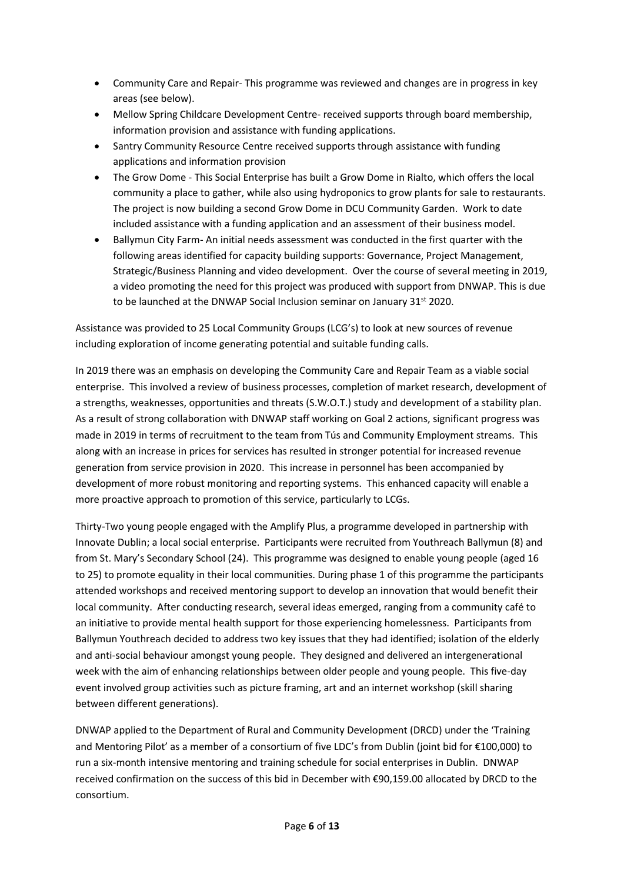- Community Care and Repair- This programme was reviewed and changes are in progress in key areas (see below).
- Mellow Spring Childcare Development Centre- received supports through board membership, information provision and assistance with funding applications.
- Santry Community Resource Centre received supports through assistance with funding applications and information provision
- The Grow Dome - This Social Enterprise has built a Grow Dome in Rialto, which offers the local community a place to gather, while also using hydroponics to grow plants for sale to restaurants. The project is now building a second Grow Dome in DCU Community Garden. Work to date included assistance with a funding application and an assessment of their business model.
- Ballymun City Farm- An initial needs assessment was conducted in the first quarter with the following areas identified for capacity building supports: Governance, Project Management, Strategic/Business Planning and video development. Over the course of several meeting in 2019, a video promoting the need for this project was produced with support from DNWAP. This is due to be launched at the DNWAP Social Inclusion seminar on January 31st 2020.

Assistance was provided to 25 Local Community Groups (LCG's) to look at new sources of revenue including exploration of income generating potential and suitable funding calls.

In 2019 there was an emphasis on developing the Community Care and Repair Team as a viable social enterprise. This involved a review of business processes, completion of market research, development of a strengths, weaknesses, opportunities and threats (S.W.O.T.) study and development of a stability plan. As a result of strong collaboration with DNWAP staff working on Goal 2 actions, significant progress was made in 2019 in terms of recruitment to the team from Tús and Community Employment streams. This along with an increase in prices for services has resulted in stronger potential for increased revenue generation from service provision in 2020. This increase in personnel has been accompanied by development of more robust monitoring and reporting systems. This enhanced capacity will enable a more proactive approach to promotion of this service, particularly to LCGs.

Thirty-Two young people engaged with the Amplify Plus, a programme developed in partnership with Innovate Dublin; a local social enterprise. Participants were recruited from Youthreach Ballymun (8) and from St. Mary's Secondary School (24). This programme was designed to enable young people (aged 16 to 25) to promote equality in their local communities. During phase 1 of this programme the participants attended workshops and received mentoring support to develop an innovation that would benefit their local community. After conducting research, several ideas emerged, ranging from a community café to an initiative to provide mental health support for those experiencing homelessness. Participants from Ballymun Youthreach decided to address two key issues that they had identified; isolation of the elderly and anti-social behaviour amongst young people. They designed and delivered an intergenerational week with the aim of enhancing relationships between older people and young people. This five-day event involved group activities such as picture framing, art and an internet workshop (skill sharing between different generations).

DNWAP applied to the Department of Rural and Community Development (DRCD) under the 'Training and Mentoring Pilot' as a member of a consortium of five LDC's from Dublin (joint bid for €100,000) to run a six-month intensive mentoring and training schedule for social enterprises in Dublin. DNWAP received confirmation on the success of this bid in December with €90,159.00 allocated by DRCD to the consortium.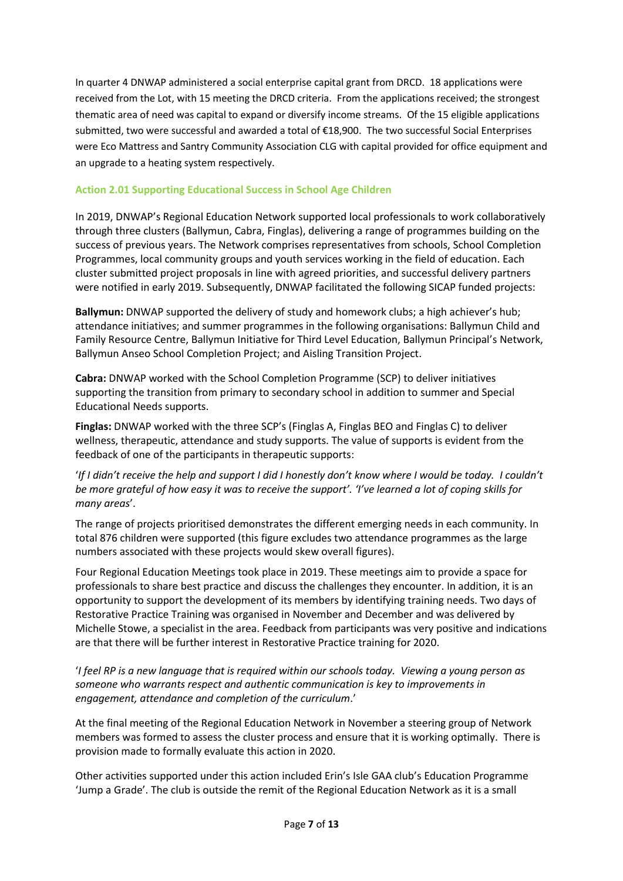In quarter 4 DNWAP administered a social enterprise capital grant from DRCD. 18 applications were received from the Lot, with 15 meeting the DRCD criteria. From the applications received; the strongest thematic area of need was capital to expand or diversify income streams. Of the 15 eligible applications submitted, two were successful and awarded a total of €18,900. The two successful Social Enterprises were Eco Mattress and Santry Community Association CLG with capital provided for office equipment and an upgrade to a heating system respectively.

### Action 2.01 Supporting Educational Success in School Age Children

In 2019, DNWAP's Regional Education Network supported local professionals to work collaboratively through three clusters (Ballymun, Cabra, Finglas), delivering a range of programmes building on the success of previous years. The Network comprises representatives from schools, School Completion Programmes, local community groups and youth services working in the field of education. Each cluster submitted project proposals in line with agreed priorities, and successful delivery partners were notified in early 2019. Subsequently, DNWAP facilitated the following SICAP funded projects:

**Ballymun:** DNWAP supported the delivery of study and homework clubs; a high achiever's hub; attendance initiatives; and summer programmes in the following organisations: Ballymun Child and Family Resource Centre, Ballymun Initiative for Third Level Education, Ballymun Principal's Network, Ballymun Anseo School Completion Project; and Aisling Transition Project.

**Cabra:** DNWAP worked with the School Completion Programme (SCP) to deliver initiatives supporting the transition from primary to secondary school in addition to summer and Special Educational Needs supports.

**Finglas:** DNWAP worked with the three SCP's (Finglas A, Finglas BEO and Finglas C) to deliver wellness, therapeutic, attendance and study supports. The value of supports is evident from the feedback of one of the participants in therapeutic supports:

'*If I didn't receive the help and support I did I honestly don't know where I would be today. I couldn't be more grateful of how easy it was to receive the support'. 'I've learned a lot of coping skills for many areas*'.

The range of projects prioritised demonstrates the different emerging needs in each community. In total 876 children were supported (this figure excludes two attendance programmes as the large numbers associated with these projects would skew overall figures).

Four Regional Education Meetings took place in 2019. These meetings aim to provide a space for professionals to share best practice and discuss the challenges they encounter. In addition, it is an opportunity to support the development of its members by identifying training needs. Two days of Restorative Practice Training was organised in November and December and was delivered by Michelle Stowe, a specialist in the area. Feedback from participants was very positive and indications are that there will be further interest in Restorative Practice training for 2020.

'*I feel RP is a new language that is required within our schools today. Viewing a young person as someone who warrants respect and authentic communication is key to improvements in engagement, attendance and completion of the curriculum*.'

At the final meeting of the Regional Education Network in November a steering group of Network members was formed to assess the cluster process and ensure that it is working optimally. There is provision made to formally evaluate this action in 2020.

Other activities supported under this action included Erin's Isle GAA club's Education Programme 'Jump a Grade'. The club is outside the remit of the Regional Education Network as it is a small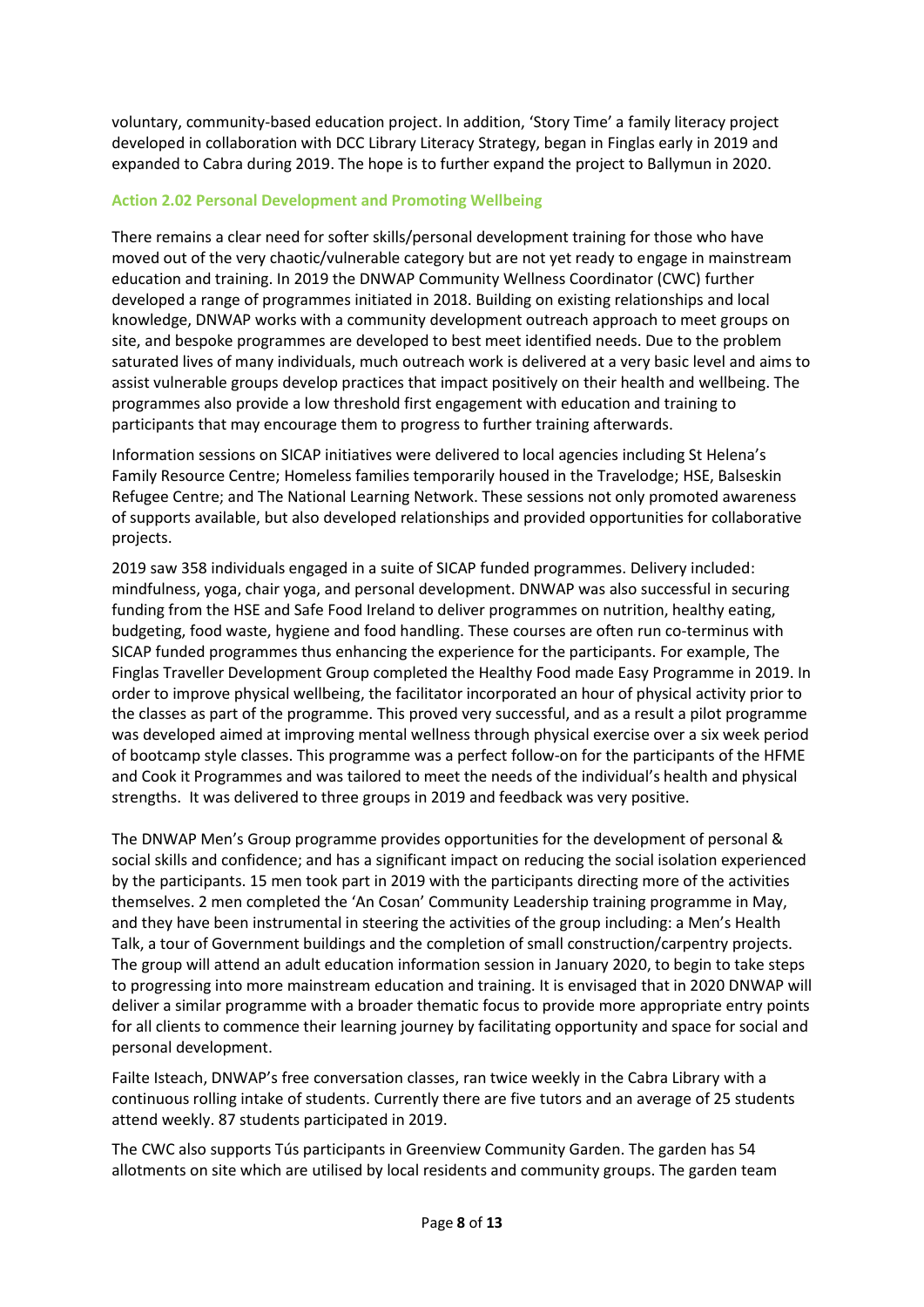voluntary, community-based education project. In addition, 'Story Time' a family literacy project developed in collaboration with DCC Library Literacy Strategy, began in Finglas early in 2019 and expanded to Cabra during 2019. The hope is to further expand the project to Ballymun in 2020.

#### Action 2.02 Personal Development and Promoting Wellbeing

There remains a clear need for softer skills/personal development training for those who have moved out of the very chaotic/vulnerable category but are not yet ready to engage in mainstream education and training. In 2019 the DNWAP Community Wellness Coordinator (CWC) further developed a range of programmes initiated in 2018. Building on existing relationships and local knowledge, DNWAP works with a community development outreach approach to meet groups on site, and bespoke programmes are developed to best meet identified needs. Due to the problem saturated lives of many individuals, much outreach work is delivered at a very basic level and aims to assist vulnerable groups develop practices that impact positively on their health and wellbeing. The programmes also provide a low threshold first engagement with education and training to participants that may encourage them to progress to further training afterwards.

Information sessions on SICAP initiatives were delivered to local agencies including St Helena's Family Resource Centre; Homeless families temporarily housed in the Travelodge; HSE, Balseskin Refugee Centre; and The National Learning Network. These sessions not only promoted awareness of supports available, but also developed relationships and provided opportunities for collaborative projects.

2019 saw 358 individuals engaged in a suite of SICAP funded programmes. Delivery included: mindfulness, yoga, chair yoga, and personal development. DNWAP was also successful in securing funding from the HSE and Safe Food Ireland to deliver programmes on nutrition, healthy eating, budgeting, food waste, hygiene and food handling. These courses are often run co-terminus with SICAP funded programmes thus enhancing the experience for the participants. For example, The Finglas Traveller Development Group completed the Healthy Food made Easy Programme in 2019. In order to improve physical wellbeing, the facilitator incorporated an hour of physical activity prior to the classes as part of the programme. This proved very successful, and as a result a pilot programme was developed aimed at improving mental wellness through physical exercise over a six week period of bootcamp style classes. This programme was a perfect follow-on for the participants of the HFME and Cook it Programmes and was tailored to meet the needs of the individual's health and physical strengths. It was delivered to three groups in 2019 and feedback was very positive.

The DNWAP Men's Group programme provides opportunities for the development of personal & social skills and confidence; and has a significant impact on reducing the social isolation experienced by the participants. 15 men took part in 2019 with the participants directing more of the activities themselves. 2 men completed the 'An Cosan' Community Leadership training programme in May, and they have been instrumental in steering the activities of the group including: a Men's Health Talk, a tour of Government buildings and the completion of small construction/carpentry projects. The group will attend an adult education information session in January 2020, to begin to take steps to progressing into more mainstream education and training. It is envisaged that in 2020 DNWAP will deliver a similar programme with a broader thematic focus to provide more appropriate entry points for all clients to commence their learning journey by facilitating opportunity and space for social and personal development.

Failte Isteach, DNWAP's free conversation classes, ran twice weekly in the Cabra Library with a continuous rolling intake of students. Currently there are five tutors and an average of 25 students attend weekly. 87 students participated in 2019.

The CWC also supports Tús participants in Greenview Community Garden. The garden has 54 allotments on site which are utilised by local residents and community groups. The garden team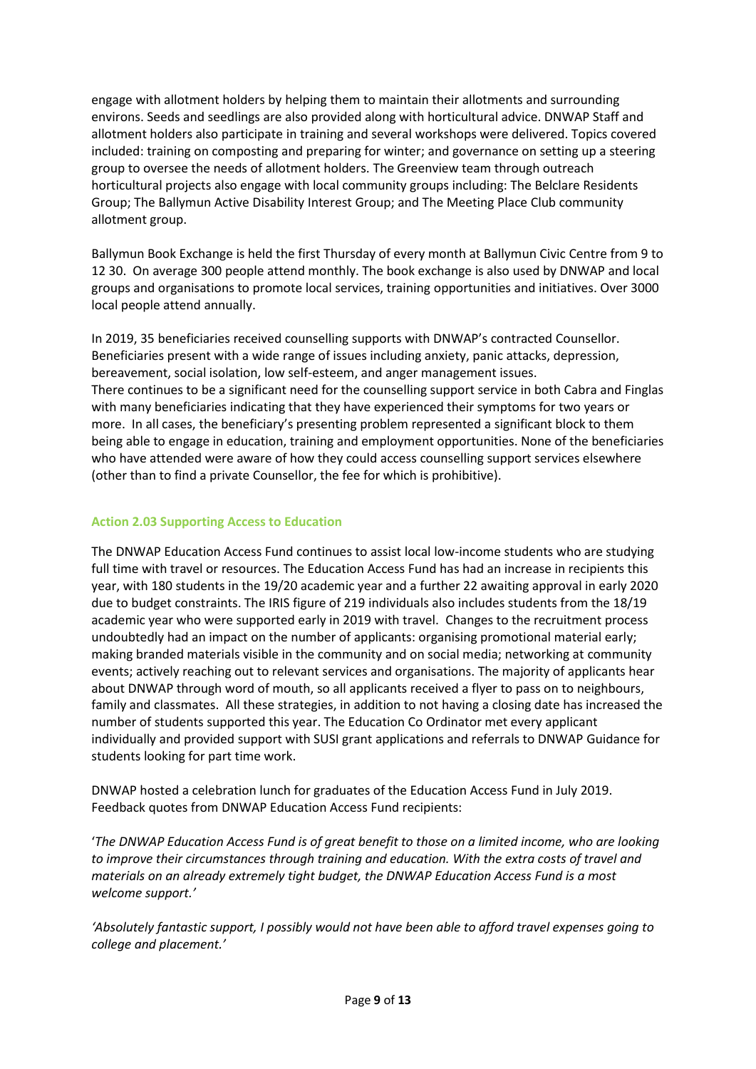engage with allotment holders by helping them to maintain their allotments and surrounding environs. Seeds and seedlings are also provided along with horticultural advice. DNWAP Staff and allotment holders also participate in training and several workshops were delivered. Topics covered included: training on composting and preparing for winter; and governance on setting up a steering group to oversee the needs of allotment holders. The Greenview team through outreach horticultural projects also engage with local community groups including: The Belclare Residents Group; The Ballymun Active Disability Interest Group; and The Meeting Place Club community allotment group.

Ballymun Book Exchange is held the first Thursday of every month at Ballymun Civic Centre from 9 to 12 30. On average 300 people attend monthly. The book exchange is also used by DNWAP and local groups and organisations to promote local services, training opportunities and initiatives. Over 3000 local people attend annually.

In 2019, 35 beneficiaries received counselling supports with DNWAP's contracted Counsellor. Beneficiaries present with a wide range of issues including anxiety, panic attacks, depression, bereavement, social isolation, low self-esteem, and anger management issues.
There continues to be a significant need for the counselling support service in both Cabra and Finglas with many beneficiaries indicating that they have experienced their symptoms for two years or more. In all cases, the beneficiary's presenting problem represented a significant block to them being able to engage in education, training and employment opportunities. None of the beneficiaries who have attended were aware of how they could access counselling support services elsewhere (other than to find a private Counsellor, the fee for which is prohibitive).

### Action 2.03 Supporting Access to Education

The DNWAP Education Access Fund continues to assist local low-income students who are studying full time with travel or resources. The Education Access Fund has had an increase in recipients this year, with 180 students in the 19/20 academic year and a further 22 awaiting approval in early 2020 due to budget constraints. The IRIS figure of 219 individuals also includes students from the 18/19 academic year who were supported early in 2019 with travel. Changes to the recruitment process undoubtedly had an impact on the number of applicants: organising promotional material early; making branded materials visible in the community and on social media; networking at community events; actively reaching out to relevant services and organisations. The majority of applicants hear about DNWAP through word of mouth, so all applicants received a flyer to pass on to neighbours, family and classmates. All these strategies, in addition to not having a closing date has increased the number of students supported this year. The Education Co Ordinator met every applicant individually and provided support with SUSI grant applications and referrals to DNWAP Guidance for students looking for part time work.

DNWAP hosted a celebration lunch for graduates of the Education Access Fund in July 2019. Feedback quotes from DNWAP Education Access Fund recipients:

'*The DNWAP Education Access Fund is of great benefit to those on a limited income, who are looking to improve their circumstances through training and education. With the extra costs of travel and materials on an already extremely tight budget, the DNWAP Education Access Fund is a most welcome support.'*

*'Absolutely fantastic support, I possibly would not have been able to afford travel expenses going to college and placement.'*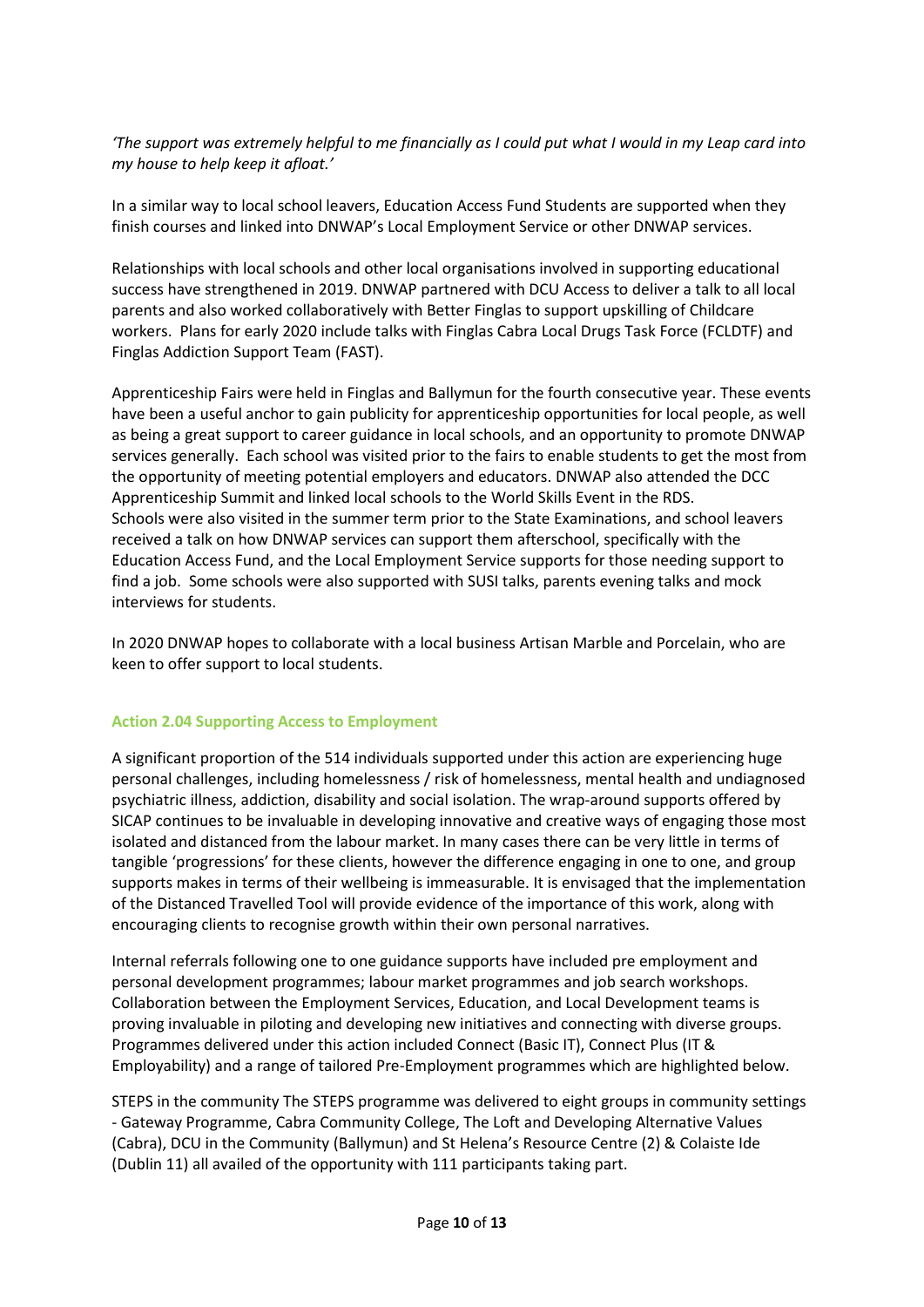*'The support was extremely helpful to me financially as I could put what I would in my Leap card into my house to help keep it afloat.'*

In a similar way to local school leavers, Education Access Fund Students are supported when they finish courses and linked into DNWAP's Local Employment Service or other DNWAP services.

Relationships with local schools and other local organisations involved in supporting educational success have strengthened in 2019. DNWAP partnered with DCU Access to deliver a talk to all local parents and also worked collaboratively with Better Finglas to support upskilling of Childcare workers. Plans for early 2020 include talks with Finglas Cabra Local Drugs Task Force (FCLDTF) and Finglas Addiction Support Team (FAST).

Apprenticeship Fairs were held in Finglas and Ballymun for the fourth consecutive year. These events have been a useful anchor to gain publicity for apprenticeship opportunities for local people, as well as being a great support to career guidance in local schools, and an opportunity to promote DNWAP services generally. Each school was visited prior to the fairs to enable students to get the most from the opportunity of meeting potential employers and educators. DNWAP also attended the DCC Apprenticeship Summit and linked local schools to the World Skills Event in the RDS.
Schools were also visited in the summer term prior to the State Examinations, and school leavers received a talk on how DNWAP services can support them afterschool, specifically with the Education Access Fund, and the Local Employment Service supports for those needing support to find a job. Some schools were also supported with SUSI talks, parents evening talks and mock interviews for students.

In 2020 DNWAP hopes to collaborate with a local business Artisan Marble and Porcelain, who are keen to offer support to local students.

### Action 2.04 Supporting Access to Employment

A significant proportion of the 514 individuals supported under this action are experiencing huge personal challenges, including homelessness / risk of homelessness, mental health and undiagnosed psychiatric illness, addiction, disability and social isolation. The wrap-around supports offered by SICAP continues to be invaluable in developing innovative and creative ways of engaging those most isolated and distanced from the labour market. In many cases there can be very little in terms of tangible 'progressions' for these clients, however the difference engaging in one to one, and group supports makes in terms of their wellbeing is immeasurable. It is envisaged that the implementation of the Distanced Travelled Tool will provide evidence of the importance of this work, along with encouraging clients to recognise growth within their own personal narratives.

Internal referrals following one to one guidance supports have included pre employment and personal development programmes; labour market programmes and job search workshops. Collaboration between the Employment Services, Education, and Local Development teams is proving invaluable in piloting and developing new initiatives and connecting with diverse groups. Programmes delivered under this action included Connect (Basic IT), Connect Plus (IT & Employability) and a range of tailored Pre-Employment programmes which are highlighted below.

STEPS in the community The STEPS programme was delivered to eight groups in community settings - Gateway Programme, Cabra Community College, The Loft and Developing Alternative Values (Cabra), DCU in the Community (Ballymun) and St Helena's Resource Centre (2) & Colaiste Ide (Dublin 11) all availed of the opportunity with 111 participants taking part.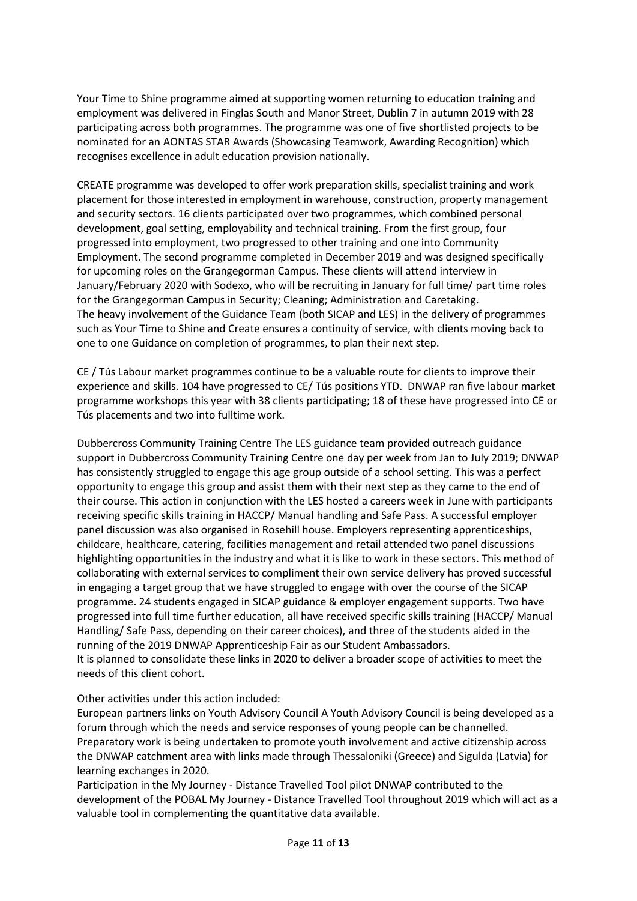Your Time to Shine programme aimed at supporting women returning to education training and employment was delivered in Finglas South and Manor Street, Dublin 7 in autumn 2019 with 28 participating across both programmes. The programme was one of five shortlisted projects to be nominated for an AONTAS STAR Awards (Showcasing Teamwork, Awarding Recognition) which recognises excellence in adult education provision nationally.

CREATE programme was developed to offer work preparation skills, specialist training and work placement for those interested in employment in warehouse, construction, property management and security sectors. 16 clients participated over two programmes, which combined personal development, goal setting, employability and technical training. From the first group, four progressed into employment, two progressed to other training and one into Community Employment. The second programme completed in December 2019 and was designed specifically for upcoming roles on the Grangegorman Campus. These clients will attend interview in January/February 2020 with Sodexo, who will be recruiting in January for full time/ part time roles for the Grangegorman Campus in Security; Cleaning; Administration and Caretaking.
The heavy involvement of the Guidance Team (both SICAP and LES) in the delivery of programmes such as Your Time to Shine and Create ensures a continuity of service, with clients moving back to one to one Guidance on completion of programmes, to plan their next step.

CE / Tús Labour market programmes continue to be a valuable route for clients to improve their experience and skills. 104 have progressed to CE/ Tús positions YTD. DNWAP ran five labour market programme workshops this year with 38 clients participating; 18 of these have progressed into CE or Tús placements and two into fulltime work.

Dubbercross Community Training Centre The LES guidance team provided outreach guidance support in Dubbercross Community Training Centre one day per week from Jan to July 2019; DNWAP has consistently struggled to engage this age group outside of a school setting. This was a perfect opportunity to engage this group and assist them with their next step as they came to the end of their course. This action in conjunction with the LES hosted a careers week in June with participants receiving specific skills training in HACCP/ Manual handling and Safe Pass. A successful employer panel discussion was also organised in Rosehill house. Employers representing apprenticeships, childcare, healthcare, catering, facilities management and retail attended two panel discussions highlighting opportunities in the industry and what it is like to work in these sectors. This method of collaborating with external services to compliment their own service delivery has proved successful in engaging a target group that we have struggled to engage with over the course of the SICAP programme. 24 students engaged in SICAP guidance & employer engagement supports. Two have progressed into full time further education, all have received specific skills training (HACCP/ Manual Handling/ Safe Pass, depending on their career choices), and three of the students aided in the running of the 2019 DNWAP Apprenticeship Fair as our Student Ambassadors.
It is planned to consolidate these links in 2020 to deliver a broader scope of activities to meet the needs of this client cohort.

Other activities under this action included:
European partners links on Youth Advisory Council A Youth Advisory Council is being developed as a forum through which the needs and service responses of young people can be channelled. Preparatory work is being undertaken to promote youth involvement and active citizenship across the DNWAP catchment area with links made through Thessaloniki (Greece) and Sigulda (Latvia) for learning exchanges in 2020.
Participation in the My Journey - Distance Travelled Tool pilot DNWAP contributed to the development of the POBAL My Journey - Distance Travelled Tool throughout 2019 which will act as a valuable tool in complementing the quantitative data available.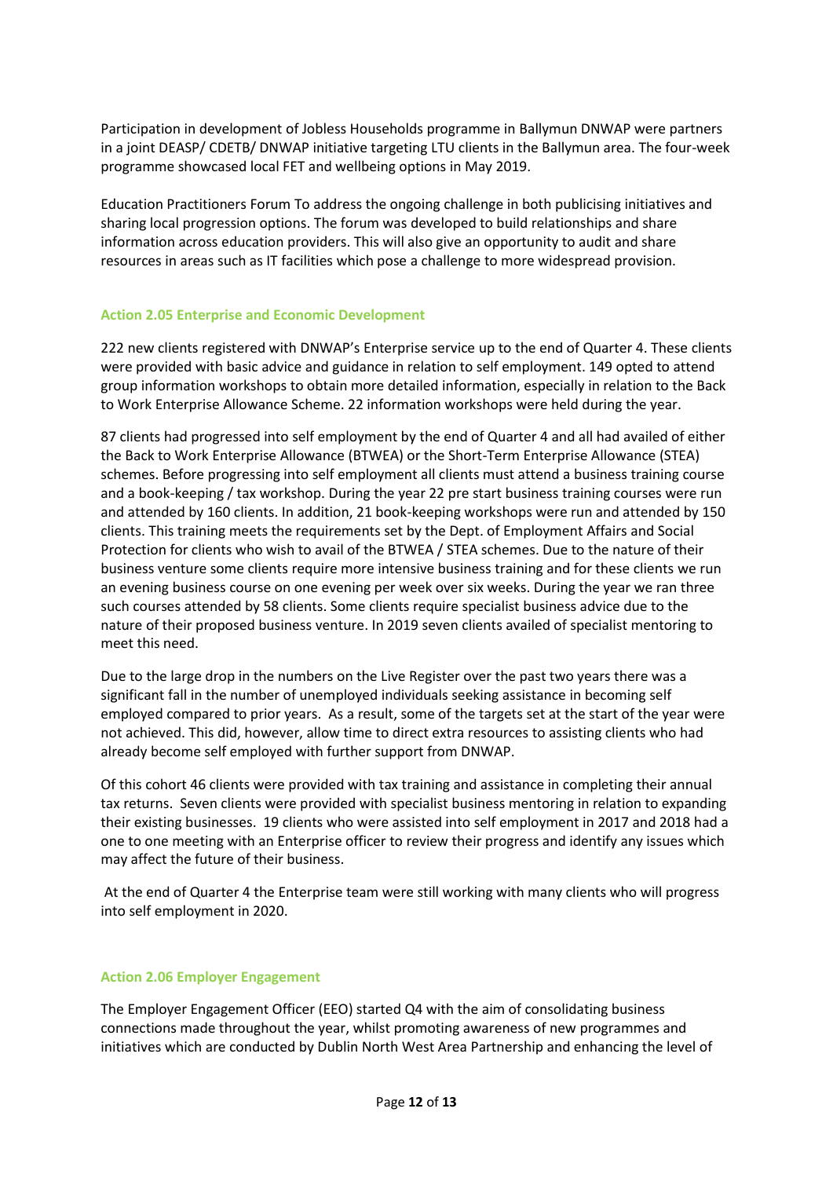Participation in development of Jobless Households programme in Ballymun DNWAP were partners in a joint DEASP/ CDETB/ DNWAP initiative targeting LTU clients in the Ballymun area. The four-week programme showcased local FET and wellbeing options in May 2019.

Education Practitioners Forum To address the ongoing challenge in both publicising initiatives and sharing local progression options. The forum was developed to build relationships and share information across education providers. This will also give an opportunity to audit and share resources in areas such as IT facilities which pose a challenge to more widespread provision.

### Action 2.05 Enterprise and Economic Development

222 new clients registered with DNWAP's Enterprise service up to the end of Quarter 4. These clients were provided with basic advice and guidance in relation to self employment. 149 opted to attend group information workshops to obtain more detailed information, especially in relation to the Back to Work Enterprise Allowance Scheme. 22 information workshops were held during the year.

87 clients had progressed into self employment by the end of Quarter 4 and all had availed of either the Back to Work Enterprise Allowance (BTWEA) or the Short-Term Enterprise Allowance (STEA) schemes. Before progressing into self employment all clients must attend a business training course and a book-keeping / tax workshop. During the year 22 pre start business training courses were run and attended by 160 clients. In addition, 21 book-keeping workshops were run and attended by 150 clients. This training meets the requirements set by the Dept. of Employment Affairs and Social Protection for clients who wish to avail of the BTWEA / STEA schemes. Due to the nature of their business venture some clients require more intensive business training and for these clients we run an evening business course on one evening per week over six weeks. During the year we ran three such courses attended by 58 clients. Some clients require specialist business advice due to the nature of their proposed business venture. In 2019 seven clients availed of specialist mentoring to meet this need.

Due to the large drop in the numbers on the Live Register over the past two years there was a significant fall in the number of unemployed individuals seeking assistance in becoming self employed compared to prior years. As a result, some of the targets set at the start of the year were not achieved. This did, however, allow time to direct extra resources to assisting clients who had already become self employed with further support from DNWAP.

Of this cohort 46 clients were provided with tax training and assistance in completing their annual tax returns. Seven clients were provided with specialist business mentoring in relation to expanding their existing businesses. 19 clients who were assisted into self employment in 2017 and 2018 had a one to one meeting with an Enterprise officer to review their progress and identify any issues which may affect the future of their business.

At the end of Quarter 4 the Enterprise team were still working with many clients who will progress into self employment in 2020.

### Action 2.06 Employer Engagement

The Employer Engagement Officer (EEO) started Q4 with the aim of consolidating business connections made throughout the year, whilst promoting awareness of new programmes and initiatives which are conducted by Dublin North West Area Partnership and enhancing the level of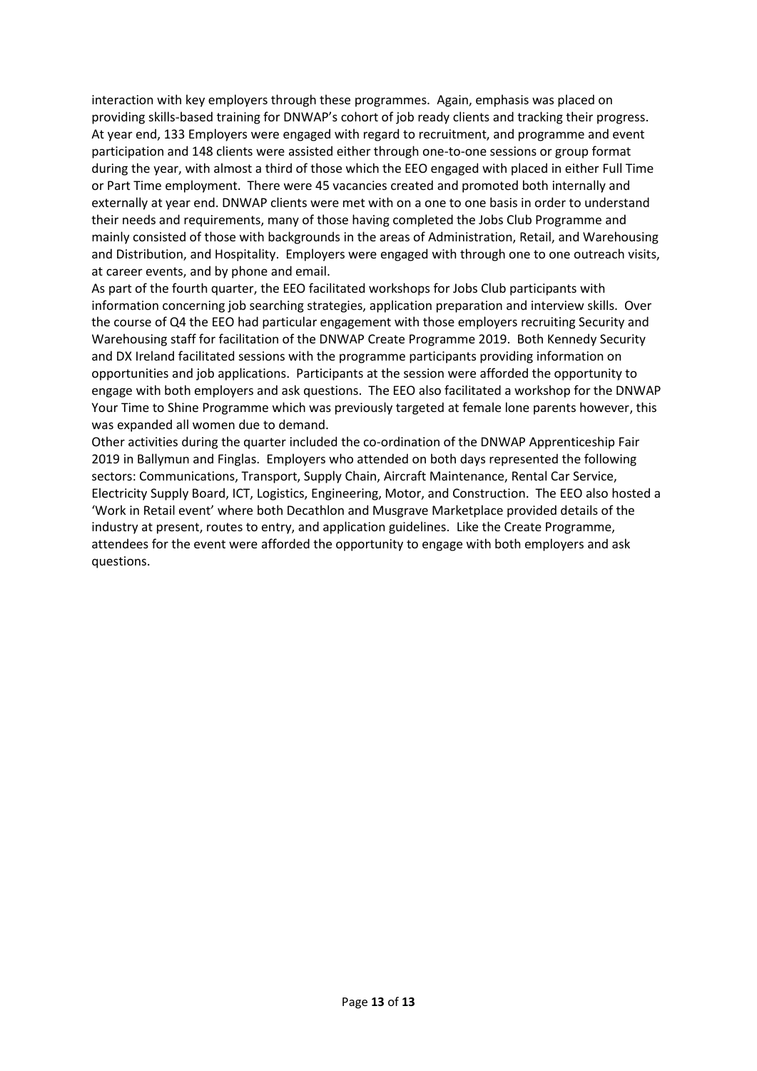interaction with key employers through these programmes. Again, emphasis was placed on providing skills-based training for DNWAP's cohort of job ready clients and tracking their progress. At year end, 133 Employers were engaged with regard to recruitment, and programme and event participation and 148 clients were assisted either through one-to-one sessions or group format during the year, with almost a third of those which the EEO engaged with placed in either Full Time or Part Time employment. There were 45 vacancies created and promoted both internally and externally at year end. DNWAP clients were met with on a one to one basis in order to understand their needs and requirements, many of those having completed the Jobs Club Programme and mainly consisted of those with backgrounds in the areas of Administration, Retail, and Warehousing and Distribution, and Hospitality. Employers were engaged with through one to one outreach visits, at career events, and by phone and email.

As part of the fourth quarter, the EEO facilitated workshops for Jobs Club participants with information concerning job searching strategies, application preparation and interview skills. Over the course of Q4 the EEO had particular engagement with those employers recruiting Security and Warehousing staff for facilitation of the DNWAP Create Programme 2019. Both Kennedy Security and DX Ireland facilitated sessions with the programme participants providing information on opportunities and job applications. Participants at the session were afforded the opportunity to engage with both employers and ask questions. The EEO also facilitated a workshop for the DNWAP Your Time to Shine Programme which was previously targeted at female lone parents however, this was expanded all women due to demand.

Other activities during the quarter included the co-ordination of the DNWAP Apprenticeship Fair 2019 in Ballymun and Finglas. Employers who attended on both days represented the following sectors: Communications, Transport, Supply Chain, Aircraft Maintenance, Rental Car Service, Electricity Supply Board, ICT, Logistics, Engineering, Motor, and Construction. The EEO also hosted a 'Work in Retail event' where both Decathlon and Musgrave Marketplace provided details of the industry at present, routes to entry, and application guidelines. Like the Create Programme, attendees for the event were afforded the opportunity to engage with both employers and ask questions.